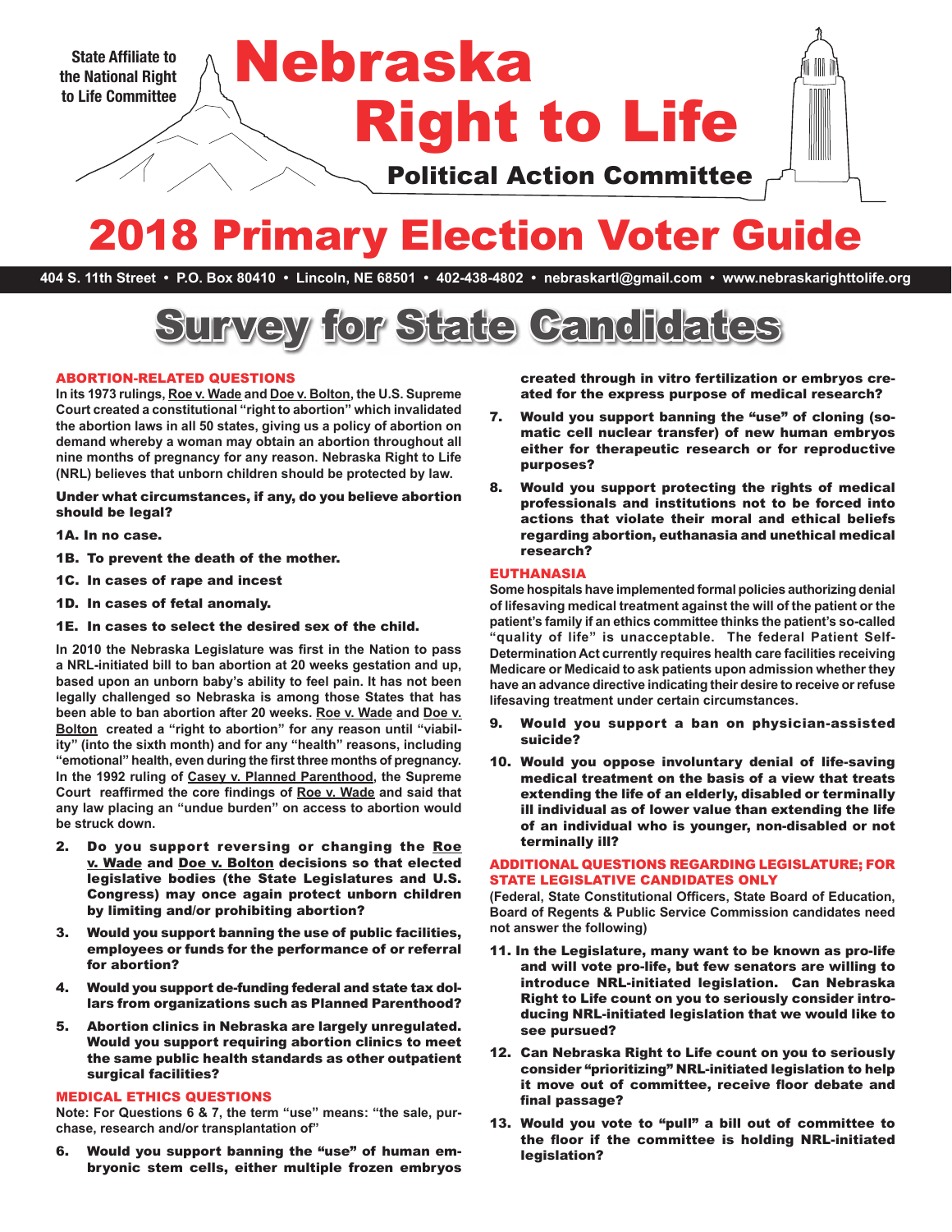State Affiliate to the National Right to Life Committee

# Nebraska Right to Life

**Political Action Committee**

# 2018 Primary Election Voter Guide

**404 S. 11th Street • P.O. Box 80410 • Lincoln, NE 68501 • 402-438-4802 • nebraskartl@gmail.com • www.nebraskarighttolife.org**

## Survey for State Candidates

### ABORTION-RELATED QUESTIONS

**In its 1973 rulings, Roe v. Wade and Doe v. Bolton, the U.S. Supreme Court created a constitutional "right to abortion" which invalidated the abortion laws in all 50 states, giving us a policy of abortion on demand whereby a woman may obtain an abortion throughout all nine months of pregnancy for any reason. Nebraska Right to Life (NRL) believes that unborn children should be protected by law.**

**Under what circumstances, if any, do you believe abortion should be legal?**

**1A. In no case.**

**1B. To prevent the death of the mother.**

**1C. In cases of rape and incest**

**1D. In cases of fetal anomaly.**

**1E. In cases to select the desired sex of the child.**

**In 2010 the Nebraska Legislature was first in the Nation to pass a NRL-initiated bill to ban abortion at 20 weeks gestation and up, based upon an unborn baby's ability to feel pain. It has not been legally challenged so Nebraska is among those States that has been able to ban abortion after 20 weeks. Roe v. Wade and Doe v. Bolton created a "right to abortion" for any reason until "viability" (into the sixth month) and for any "health" reasons, including "emotional" health, even during the first three months of pregnancy. In the 1992 ruling of Casey v. Planned Parenthood, the Supreme Court reaffirmed the core findings of Roe v. Wade and said that any law placing an "undue burden" on access to abortion would be struck down.**

2. **Do you support reversing or changing the Roe v. Wade and Doe v. Bolton decisions so that elected legislative bodies (the State Legislatures and U.S. Congress) may once again protect unborn children by limiting and/or prohibiting abortion?**
3. **Would you support banning the use of public facilities, employees or funds for the performance of or referral for abortion?**
4. **Would you support de-funding federal and state tax dollars from organizations such as Planned Parenthood?**
5. **Abortion clinics in Nebraska are largely unregulated. Would you support requiring abortion clinics to meet the same public health standards as other outpatient surgical facilities?**

### MEDICAL ETHICS QUESTIONS

**Note: For Questions 6 & 7, the term "use" means: "the sale, purchase, research and/or transplantation of"**

6. **Would you support banning the "use" of human embryonic stem cells, either multiple frozen embryos created through in vitro fertilization or embryos created for the express purpose of medical research?**
7. **Would you support banning the "use" of cloning (somatic cell nuclear transfer) of new human embryos either for therapeutic research or for reproductive purposes?**
8. **Would you support protecting the rights of medical professionals and institutions not to be forced into actions that violate their moral and ethical beliefs regarding abortion, euthanasia and unethical medical research?**

### EUTHANASIA

**Some hospitals have implemented formal policies authorizing denial of lifesaving medical treatment against the will of the patient or the patient's family if an ethics committee thinks the patient's so-called "quality of life" is unacceptable. The federal Patient Self-Determination Act currently requires health care facilities receiving Medicare or Medicaid to ask patients upon admission whether they have an advance directive indicating their desire to receive or refuse lifesaving treatment under certain circumstances.**

9. **Would you support a ban on physician-assisted suicide?**
10. **Would you oppose involuntary denial of life-saving medical treatment on the basis of a view that treats extending the life of an elderly, disabled or terminally ill individual as of lower value than extending the life of an individual who is younger, non-disabled or not terminally ill?**

### ADDITIONAL QUESTIONS REGARDING LEGISLATURE; FOR STATE LEGISLATIVE CANDIDATES ONLY

**(Federal, State Constitutional Officers, State Board of Education, Board of Regents & Public Service Commission candidates need not answer the following)**

11. **In the Legislature, many want to be known as pro-life and will vote pro-life, but few senators are willing to introduce NRL-initiated legislation. Can Nebraska Right to Life count on you to seriously consider introducing NRL-initiated legislation that we would like to see pursued?**
12. **Can Nebraska Right to Life count on you to seriously consider "prioritizing" NRL-initiated legislation to help it move out of committee, receive floor debate and final passage?**
13. **Would you vote to "pull" a bill out of committee to the floor if the committee is holding NRL-initiated legislation?**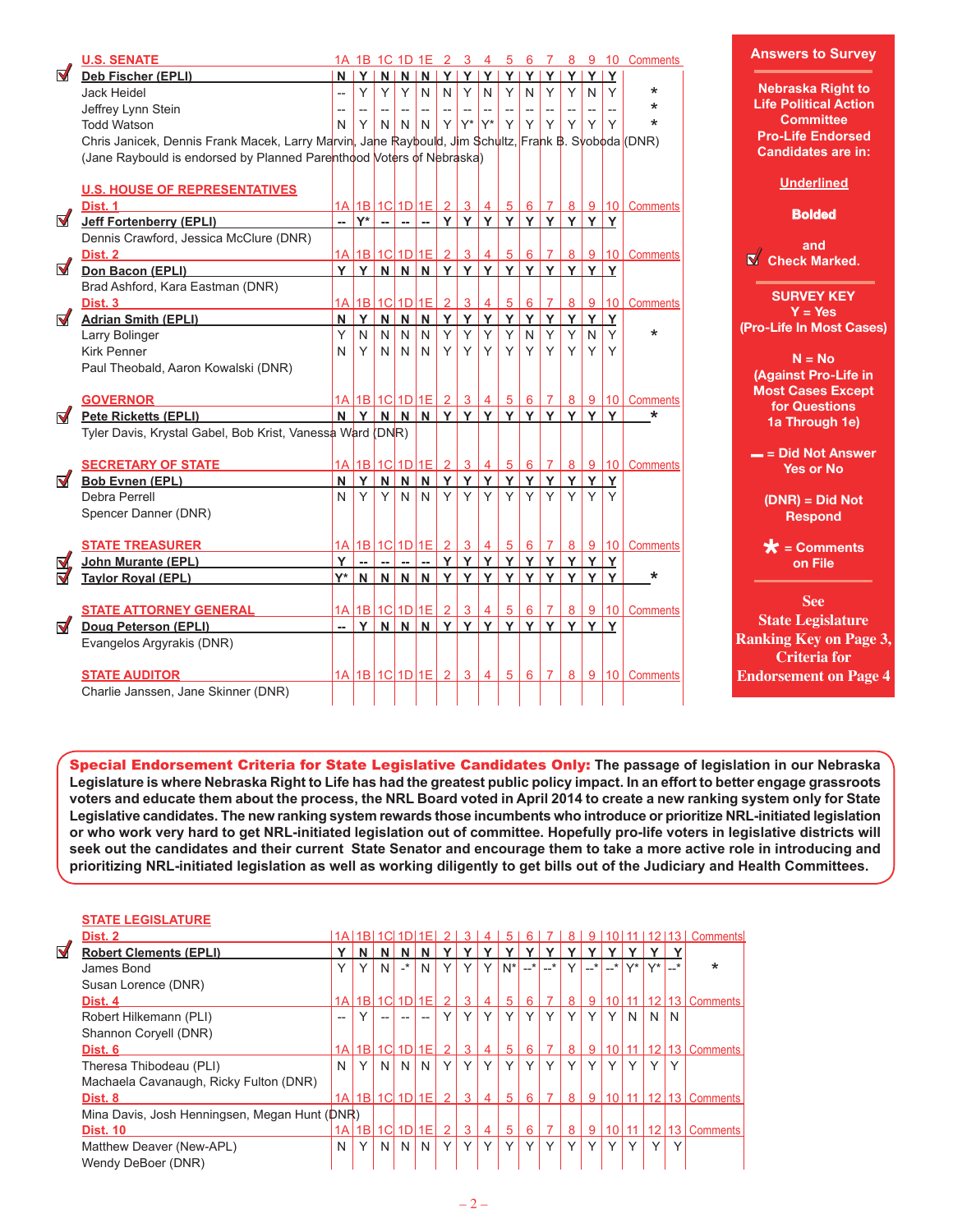## U.S. SENATE

| | Candidate | 1A | 1B | 1C | 1D | 1E | 2 | 3 | 4 | 5 | 6 | 7 | 8 | 9 | 10 | Comments |
|---|---|---|---|---|---|---|---|---|---|---|---|---|---|---|---|---|
| ✓ | **Deb Fischer (EPLI)** | **N** | **Y** | **N** | **N** | **N** | **Y** | **Y** | **Y** | **Y** | **Y** | **Y** | **Y** | **Y** | **Y** | |
| | Jack Heidel | -- | Y | Y | Y | N | N | Y | N | Y | N | Y | Y | N | Y | * |
| | Jeffrey Lynn Stein | -- | -- | -- | -- | -- | -- | -- | -- | -- | -- | -- | -- | -- | -- | * |
| | Todd Watson | N | Y | N | N | N | Y | Y* | Y* | Y | Y | Y | Y | Y | Y | * |

Chris Janicek, Dennis Frank Macek, Larry Marvin, Jane Raybould, Jim Schultz, Frank B. Svoboda (DNR)
(Jane Raybould is endorsed by Planned Parenthood Voters of Nebraska)

## U.S. HOUSE OF REPRESENTATIVES

| | Candidate | 1A | 1B | 1C | 1D | 1E | 2 | 3 | 4 | 5 | 6 | 7 | 8 | 9 | 10 | Comments |
|---|---|---|---|---|---|---|---|---|---|---|---|---|---|---|---|---|
| | **Dist. 1** | | | | | | | | | | | | | | | |
| ✓ | **Jeff Fortenberry (EPLI)** | **--** | **Y*** | **--** | **--** | **--** | **Y** | **Y** | **Y** | **Y** | **Y** | **Y** | **Y** | **Y** | **Y** | |
| | Dennis Crawford, Jessica McClure (DNR) | | | | | | | | | | | | | | | |
| | **Dist. 2** | | | | | | | | | | | | | | | |
| ✓ | **Don Bacon (EPLI)** | **Y** | **Y** | **N** | **N** | **N** | **Y** | **Y** | **Y** | **Y** | **Y** | **Y** | **Y** | **Y** | **Y** | |
| | Brad Ashford, Kara Eastman (DNR) | | | | | | | | | | | | | | | |
| | **Dist. 3** | | | | | | | | | | | | | | | |
| ✓ | **Adrian Smith (EPLI)** | **N** | **Y** | **N** | **N** | **N** | **Y** | **Y** | **Y** | **Y** | **Y** | **Y** | **Y** | **Y** | **Y** | |
| | Larry Bolinger | Y | N | N | N | N | Y | Y | Y | Y | N | Y | Y | N | Y | * |
| | Kirk Penner | N | Y | N | N | N | Y | Y | Y | Y | Y | Y | Y | Y | Y | |
| | Paul Theobald, Aaron Kowalski (DNR) | | | | | | | | | | | | | | | |

## GOVERNOR

| | Candidate | 1A | 1B | 1C | 1D | 1E | 2 | 3 | 4 | 5 | 6 | 7 | 8 | 9 | 10 | Comments |
|---|---|---|---|---|---|---|---|---|---|---|---|---|---|---|---|---|
| ✓ | **Pete Ricketts (EPLI)** | **N** | **Y** | **N** | **N** | **N** | **Y** | **Y** | **Y** | **Y** | **Y** | **Y** | **Y** | **Y** | **Y** | * |
| | Tyler Davis, Krystal Gabel, Bob Krist, Vanessa Ward (DNR) | | | | | | | | | | | | | | | |

## SECRETARY OF STATE

| | Candidate | 1A | 1B | 1C | 1D | 1E | 2 | 3 | 4 | 5 | 6 | 7 | 8 | 9 | 10 | Comments |
|---|---|---|---|---|---|---|---|---|---|---|---|---|---|---|---|---|
| ✓ | **Bob Evnen (EPL)** | **N** | **Y** | **N** | **N** | **N** | **Y** | **Y** | **Y** | **Y** | **Y** | **Y** | **Y** | **Y** | **Y** | |
| | Debra Perrell | N | Y | Y | N | N | Y | Y | Y | Y | Y | Y | Y | Y | Y | |
| | Spencer Danner (DNR) | | | | | | | | | | | | | | | |

## STATE TREASURER

| | Candidate | 1A | 1B | 1C | 1D | 1E | 2 | 3 | 4 | 5 | 6 | 7 | 8 | 9 | 10 | Comments |
|---|---|---|---|---|---|---|---|---|---|---|---|---|---|---|---|---|
| ✓ | **John Murante (EPL)** | **Y** | **--** | **--** | **--** | **--** | **Y** | **Y** | **Y** | **Y** | **Y** | **Y** | **Y** | **Y** | **Y** | |
| ✓ | **Taylor Royal (EPL)** | **Y*** | **N** | **N** | **N** | **N** | **Y** | **Y** | **Y** | **Y** | **Y** | **Y** | **Y** | **Y** | **Y** | * |

## STATE ATTORNEY GENERAL

| | Candidate | 1A | 1B | 1C | 1D | 1E | 2 | 3 | 4 | 5 | 6 | 7 | 8 | 9 | 10 | Comments |
|---|---|---|---|---|---|---|---|---|---|---|---|---|---|---|---|---|
| ✓ | **Doug Peterson (EPLI)** | **--** | **Y** | **N** | **N** | **N** | **Y** | **Y** | **Y** | **Y** | **Y** | **Y** | **Y** | **Y** | **Y** | |
| | Evangelos Argyrakis (DNR) | | | | | | | | | | | | | | | |

## STATE AUDITOR

| | Candidate | 1A | 1B | 1C | 1D | 1E | 2 | 3 | 4 | 5 | 6 | 7 | 8 | 9 | 10 | Comments |
|---|---|---|---|---|---|---|---|---|---|---|---|---|---|---|---|---|
| | Charlie Janssen, Jane Skinner (DNR) | | | | | | | | | | | | | | | |

**Answers to Survey**

**Nebraska Right to Life Political Action Committee Pro-Life Endorsed Candidates are in:**

**Underlined**

**Bolded**

**and ✓ Check Marked.**

**SURVEY KEY**

**Y = Yes (Pro-Life In Most Cases)**

**N = No (Against Pro-Life in Most Cases Except for Questions 1a Through 1e)**

**— = Did Not Answer Yes or No**

**(DNR) = Did Not Respond**

***** **= Comments on File**

**See State Legislature Ranking Key on Page 3, Criteria for Endorsement on Page 4**

**Special Endorsement Criteria for State Legislative Candidates Only:** **The passage of legislation in our Nebraska Legislature is where Nebraska Right to Life has had the greatest public policy impact. In an effort to better engage grassroots voters and educate them about the process, the NRL Board voted in April 2014 to create a new ranking system only for State Legislative candidates. The new ranking system rewards those incumbents who introduce or prioritize NRL-initiated legislation or who work very hard to get NRL-initiated legislation out of committee. Hopefully pro-life voters in legislative districts will seek out the candidates and their current State Senator and encourage them to take a more active role in introducing and prioritizing NRL-initiated legislation as well as working diligently to get bills out of the Judiciary and Health Committees.**

## STATE LEGISLATURE

| | Candidate | 1A | 1B | 1C | 1D | 1E | 2 | 3 | 4 | 5 | 6 | 7 | 8 | 9 | 10 | 11 | 12 | 13 | Comments |
|---|---|---|---|---|---|---|---|---|---|---|---|---|---|---|---|---|---|---|---|
| | **Dist. 2** | | | | | | | | | | | | | | | | | | |
| ✓ | **Robert Clements (EPLI)** | **Y** | **N** | **N** | **N** | **N** | **Y** | **Y** | **Y** | **Y** | **Y** | **Y** | **Y** | **Y** | **Y** | **Y** | **Y** | **Y** | |
| | James Bond | Y | Y | N | -* | N | Y | Y | Y | N* | --* | --* | Y | --* | --* | Y* | Y* | --* | * |
| | Susan Lorence (DNR) | | | | | | | | | | | | | | | | | | |
| | **Dist. 4** | | | | | | | | | | | | | | | | | | |
| | Robert Hilkemann (PLI) | -- | Y | -- | -- | -- | Y | Y | Y | Y | Y | Y | Y | Y | Y | N | N | N | |
| | Shannon Coryell (DNR) | | | | | | | | | | | | | | | | | | |
| | **Dist. 6** | | | | | | | | | | | | | | | | | | |
| | Theresa Thibodeau (PLI) | N | Y | N | N | N | Y | Y | Y | Y | Y | Y | Y | Y | Y | Y | Y | Y | |
| | Machaela Cavanaugh, Ricky Fulton (DNR) | | | | | | | | | | | | | | | | | | |
| | **Dist. 8** | | | | | | | | | | | | | | | | | | |
| | Mina Davis, Josh Henningsen, Megan Hunt (DNR) | | | | | | | | | | | | | | | | | | |
| | **Dist. 10** | | | | | | | | | | | | | | | | | | |
| | Matthew Deaver (New-APL) | N | Y | N | N | N | Y | Y | Y | Y | Y | Y | Y | Y | Y | Y | Y | Y | |
| | Wendy DeBoer (DNR) | | | | | | | | | | | | | | | | | | |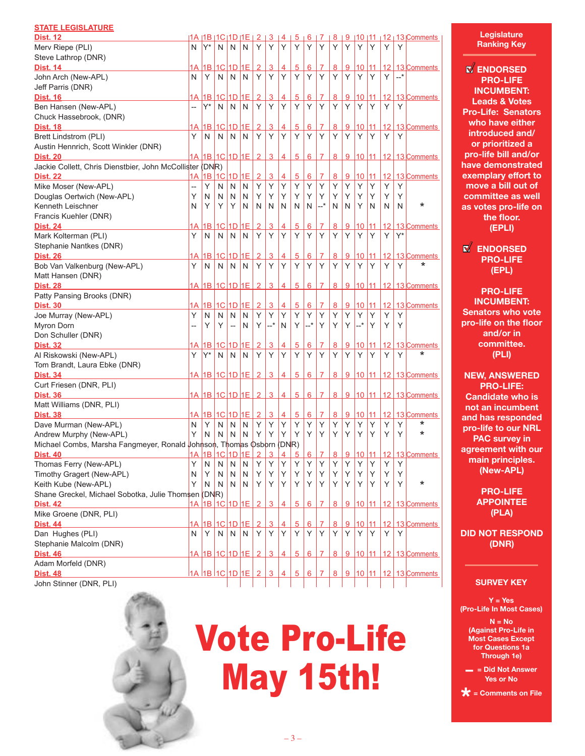## STATE LEGISLATURE

| | 1A | 1B | 1C | 1D | 1E | 2 | 3 | 4 | 5 | 6 | 7 | 8 | 9 | 10 | 11 | 12 | 13 | Comments |
|---|---|---|---|---|---|---|---|---|---|---|---|---|---|---|---|---|---|---|
| **Dist. 12** | | | | | | | | | | | | | | | | | | |
| Merv Riepe (PLI) | N | Y* | N | N | N | Y | Y | Y | Y | Y | Y | Y | Y | Y | Y | Y | Y | |
| Steve Lathrop (DNR) | | | | | | | | | | | | | | | | | | |
| **Dist. 14** | | | | | | | | | | | | | | | | | | |
| John Arch (New-APL) | N | Y | N | N | N | Y | Y | Y | Y | Y | Y | Y | Y | Y | Y | Y | --* | |
| Jeff Parris (DNR) | | | | | | | | | | | | | | | | | | |
| **Dist. 16** | | | | | | | | | | | | | | | | | | |
| Ben Hansen (New-APL) | -- | Y* | N | N | N | Y | Y | Y | Y | Y | Y | Y | Y | Y | Y | Y | Y | |
| Chuck Hassebrook, (DNR) | | | | | | | | | | | | | | | | | | |
| **Dist. 18** | | | | | | | | | | | | | | | | | | |
| Brett Lindstrom (PLI) | Y | N | N | N | N | Y | Y | Y | Y | Y | Y | Y | Y | Y | Y | Y | Y | |
| Austin Hennrich, Scott Winkler (DNR) | | | | | | | | | | | | | | | | | | |
| **Dist. 20** | | | | | | | | | | | | | | | | | | |
| Jackie Collett, Chris Dienstbier, John McCollister (DNR) | | | | | | | | | | | | | | | | | | |
| **Dist. 22** | | | | | | | | | | | | | | | | | | |
| Mike Moser (New-APL) | -- | Y | N | N | N | Y | Y | Y | Y | Y | Y | Y | Y | Y | Y | Y | Y | |
| Douglas Oertwich (New-APL) | Y | N | N | N | N | Y | Y | Y | Y | Y | Y | Y | Y | Y | Y | Y | Y | |
| Kenneth Leischner | N | Y | Y | Y | N | N | N | N | N | N | --* | N | N | Y | N | N | N | * |
| Francis Kuehler (DNR) | | | | | | | | | | | | | | | | | | |
| **Dist. 24** | | | | | | | | | | | | | | | | | | |
| Mark Kolterman (PLI) | Y | N | N | N | N | Y | Y | Y | Y | Y | Y | Y | Y | Y | Y | Y | Y* | |
| Stephanie Nantkes (DNR) | | | | | | | | | | | | | | | | | | |
| **Dist. 26** | | | | | | | | | | | | | | | | | | |
| Bob Van Valkenburg (New-APL) | Y | N | N | N | N | Y | Y | Y | Y | Y | Y | Y | Y | Y | Y | Y | Y | * |
| Matt Hansen (DNR) | | | | | | | | | | | | | | | | | | |
| **Dist. 28** | | | | | | | | | | | | | | | | | | |
| Patty Pansing Brooks (DNR) | | | | | | | | | | | | | | | | | | |
| **Dist. 30** | | | | | | | | | | | | | | | | | | |
| Joe Murray (New-APL) | Y | N | N | N | N | Y | Y | Y | Y | Y | Y | Y | Y | Y | Y | Y | Y | |
| Myron Dorn | -- | Y | Y | -- | N | Y | --* | N | Y | --* | Y | Y | Y | --* | Y | Y | Y | |
| Don Schuller (DNR) | | | | | | | | | | | | | | | | | | |
| **Dist. 32** | | | | | | | | | | | | | | | | | | |
| Al Riskowski (New-APL) | Y | Y* | N | N | N | Y | Y | Y | Y | Y | Y | Y | Y | Y | Y | Y | Y | * |
| Tom Brandt, Laura Ebke (DNR) | | | | | | | | | | | | | | | | | | |
| **Dist. 34** | | | | | | | | | | | | | | | | | | |
| Curt Friesen (DNR, PLI) | | | | | | | | | | | | | | | | | | |
| **Dist. 36** | | | | | | | | | | | | | | | | | | |
| Matt Williams (DNR, PLI) | | | | | | | | | | | | | | | | | | |
| **Dist. 38** | | | | | | | | | | | | | | | | | | |
| Dave Murman (New-APL) | N | Y | N | N | N | Y | Y | Y | Y | Y | Y | Y | Y | Y | Y | Y | Y | * |
| Andrew Murphy (New-APL) | Y | N | N | N | N | Y | Y | Y | Y | Y | Y | Y | Y | Y | Y | Y | Y | * |
| Michael Combs, Marsha Fangmeyer, Ronald Johnson, Thomas Osborn (DNR) | | | | | | | | | | | | | | | | | | |
| **Dist. 40** | | | | | | | | | | | | | | | | | | |
| Thomas Ferry (New-APL) | Y | N | N | N | N | Y | Y | Y | Y | Y | Y | Y | Y | Y | Y | Y | Y | |
| Timothy Gragert (New-APL) | N | Y | N | N | N | Y | Y | Y | Y | Y | Y | Y | Y | Y | Y | Y | Y | |
| Keith Kube (New-APL) | Y | N | N | N | N | Y | Y | Y | Y | Y | Y | Y | Y | Y | Y | Y | Y | * |
| Shane Greckel, Michael Sobotka, Julie Thomsen (DNR) | | | | | | | | | | | | | | | | | | |
| **Dist. 42** | | | | | | | | | | | | | | | | | | |
| Mike Groene (DNR, PLI) | | | | | | | | | | | | | | | | | | |
| **Dist. 44** | | | | | | | | | | | | | | | | | | |
| Dan Hughes (PLI) | N | Y | N | N | N | Y | Y | Y | Y | Y | Y | Y | Y | Y | Y | Y | Y | |
| Stephanie Malcolm (DNR) | | | | | | | | | | | | | | | | | | |
| **Dist. 46** | | | | | | | | | | | | | | | | | | |
| Adam Morfeld (DNR) | | | | | | | | | | | | | | | | | | |
| **Dist. 48** | | | | | | | | | | | | | | | | | | |
| John Stinner (DNR, PLI) | | | | | | | | | | | | | | | | | | |

# Vote Pro-Life May 15th!

### Legislature Ranking Key

**☑ ENDORSED PRO-LIFE INCUMBENT: Leads & Votes Pro-Life:** Senators who have either introduced and/or prioritized a pro-life bill and/or have demonstrated exemplary effort to move a bill out of committee as well as votes pro-life on the floor. **(EPLI)**

**☑ ENDORSED PRO-LIFE (EPL)**

**PRO-LIFE INCUMBENT:** Senators who vote pro-life on the floor and/or in committee. **(PLI)**

**NEW, ANSWERED PRO-LIFE:** Candidate who is not an incumbent and has responded pro-life to our NRL PAC survey in agreement with our main principles. **(New-APL)**

**PRO-LIFE APPOINTEE (PLA)**

**DID NOT RESPOND (DNR)**

### SURVEY KEY

Y = Yes (Pro-Life In Most Cases)

N = No (Against Pro-Life in Most Cases Except for Questions 1a Through 1e)

– = Did Not Answer Yes or No

* = Comments on File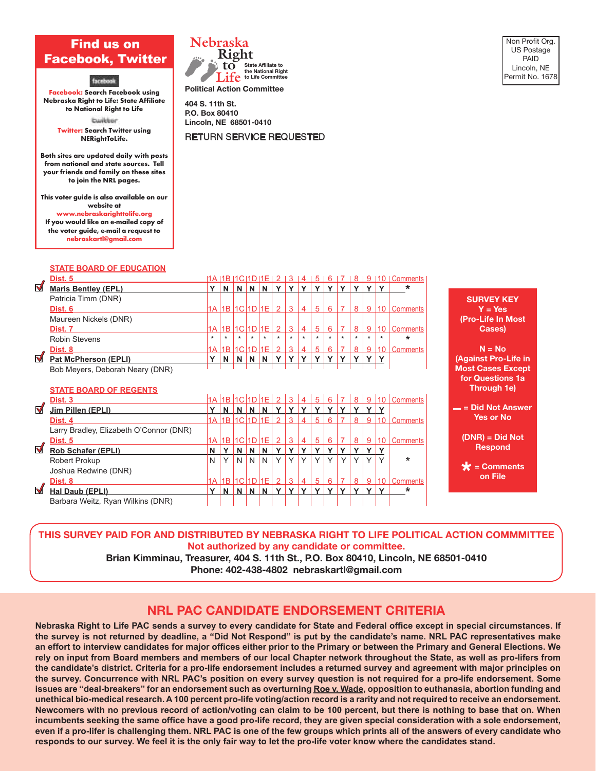## Find us on Facebook, Twitter

**Facebook:** Search Facebook using Nebraska Right to Life: State Affiliate to National Right to Life

**Twitter:** Search Twitter using NERightToLife.

Both sites are updated daily with posts from national and state sources. Tell your friends and family on these sites to join the NRL pages.

This voter guide is also available on our website at **www.nebraskarighttolife.org**

If you would like an e-mailed copy of the voter guide, e-mail a request to **nebraskartl@gmail.com**

**Nebraska Right to Life** — State Affiliate to the National Right to Life Committee

**Political Action Committee**

404 S. 11th St.
P.O. Box 80410
Lincoln, NE 68501-0410

RETURN SERVICE REQUESTED

Non Profit Org.
US Postage
PAID
Lincoln, NE
Permit No. 1678

### STATE BOARD OF EDUCATION

| | 1A | 1B | 1C | 1D | 1E | 2 | 3 | 4 | 5 | 6 | 7 | 8 | 9 | 10 | Comments |
|---|---|---|---|---|---|---|---|---|---|---|---|---|---|---|---|
| **Dist. 5** | | | | | | | | | | | | | | | |
| ☑ **Maris Bentley (EPL)** | Y | N | N | N | N | Y | Y | Y | Y | Y | Y | Y | Y | Y | * |
| Patricia Timm (DNR) | | | | | | | | | | | | | | | |
| **Dist. 6** | | | | | | | | | | | | | | | |
| Maureen Nickels (DNR) | | | | | | | | | | | | | | | |
| **Dist. 7** | | | | | | | | | | | | | | | |
| Robin Stevens | * | * | * | * | * | * | * | * | * | * | * | * | * | * | * |
| **Dist. 8** | | | | | | | | | | | | | | | |
| ☑ **Pat McPherson (EPLI)** | Y | N | N | N | N | Y | Y | Y | Y | Y | Y | Y | Y | Y | |
| Bob Meyers, Deborah Neary (DNR) | | | | | | | | | | | | | | | |

### STATE BOARD OF REGENTS

| | 1A | 1B | 1C | 1D | 1E | 2 | 3 | 4 | 5 | 6 | 7 | 8 | 9 | 10 | Comments |
|---|---|---|---|---|---|---|---|---|---|---|---|---|---|---|---|
| **Dist. 3** | | | | | | | | | | | | | | | |
| ☑ **Jim Pillen (EPLI)** | Y | N | N | N | N | Y | Y | Y | Y | Y | Y | Y | Y | Y | |
| **Dist. 4** | | | | | | | | | | | | | | | |
| Larry Bradley, Elizabeth O'Connor (DNR) | | | | | | | | | | | | | | | |
| **Dist. 5** | | | | | | | | | | | | | | | |
| ☑ **Rob Schafer (EPLI)** | N | Y | N | N | N | Y | Y | Y | Y | Y | Y | Y | Y | Y | |
| Robert Prokup | N | Y | N | N | N | Y | Y | Y | Y | Y | Y | Y | Y | Y | * |
| Joshua Redwine (DNR) | | | | | | | | | | | | | | | |
| **Dist. 8** | | | | | | | | | | | | | | | |
| ☑ **Hal Daub (EPLI)** | Y | N | N | N | N | Y | Y | Y | Y | Y | Y | Y | Y | Y | * |
| Barbara Weitz, Ryan Wilkins (DNR) | | | | | | | | | | | | | | | |

**SURVEY KEY**

Y = Yes (Pro-Life In Most Cases)

N = No (Against Pro-Life in Most Cases Except for Questions 1a Through 1e)

— = Did Not Answer Yes or No

(DNR) = Did Not Respond

* = Comments on File

**THIS SURVEY PAID FOR AND DISTRIBUTED BY NEBRASKA RIGHT TO LIFE POLITICAL ACTION COMMMITTEE**
**Not authorized by any candidate or committee.**
**Brian Kimminau, Treasurer, 404 S. 11th St., P.O. Box 80410, Lincoln, NE 68501-0410**
**Phone: 402-438-4802 nebraskartl@gmail.com**

## NRL PAC CANDIDATE ENDORSEMENT CRITERIA

**Nebraska Right to Life PAC sends a survey to every candidate for State and Federal office except in special circumstances. If the survey is not returned by deadline, a "Did Not Respond" is put by the candidate's name. NRL PAC representatives make an effort to interview candidates for major offices either prior to the Primary or between the Primary and General Elections. We rely on input from Board members and members of our local Chapter network throughout the State, as well as pro-lifers from the candidate's district. Criteria for a pro-life endorsement includes a returned survey and agreement with major principles on the survey. Concurrence with NRL PAC's position on every survey question is not required for a pro-life endorsement. Some issues are "deal-breakers" for an endorsement such as overturning Roe v. Wade, opposition to euthanasia, abortion funding and unethical bio-medical research. A 100 percent pro-life voting/action record is a rarity and not required to receive an endorsement. Newcomers with no previous record of action/voting can claim to be 100 percent, but there is nothing to base that on. When incumbents seeking the same office have a good pro-life record, they are given special consideration with a sole endorsement, even if a pro-lifer is challenging them. NRL PAC is one of the few groups which prints all of the answers of every candidate who responds to our survey. We feel it is the only fair way to let the pro-life voter know where the candidates stand.**